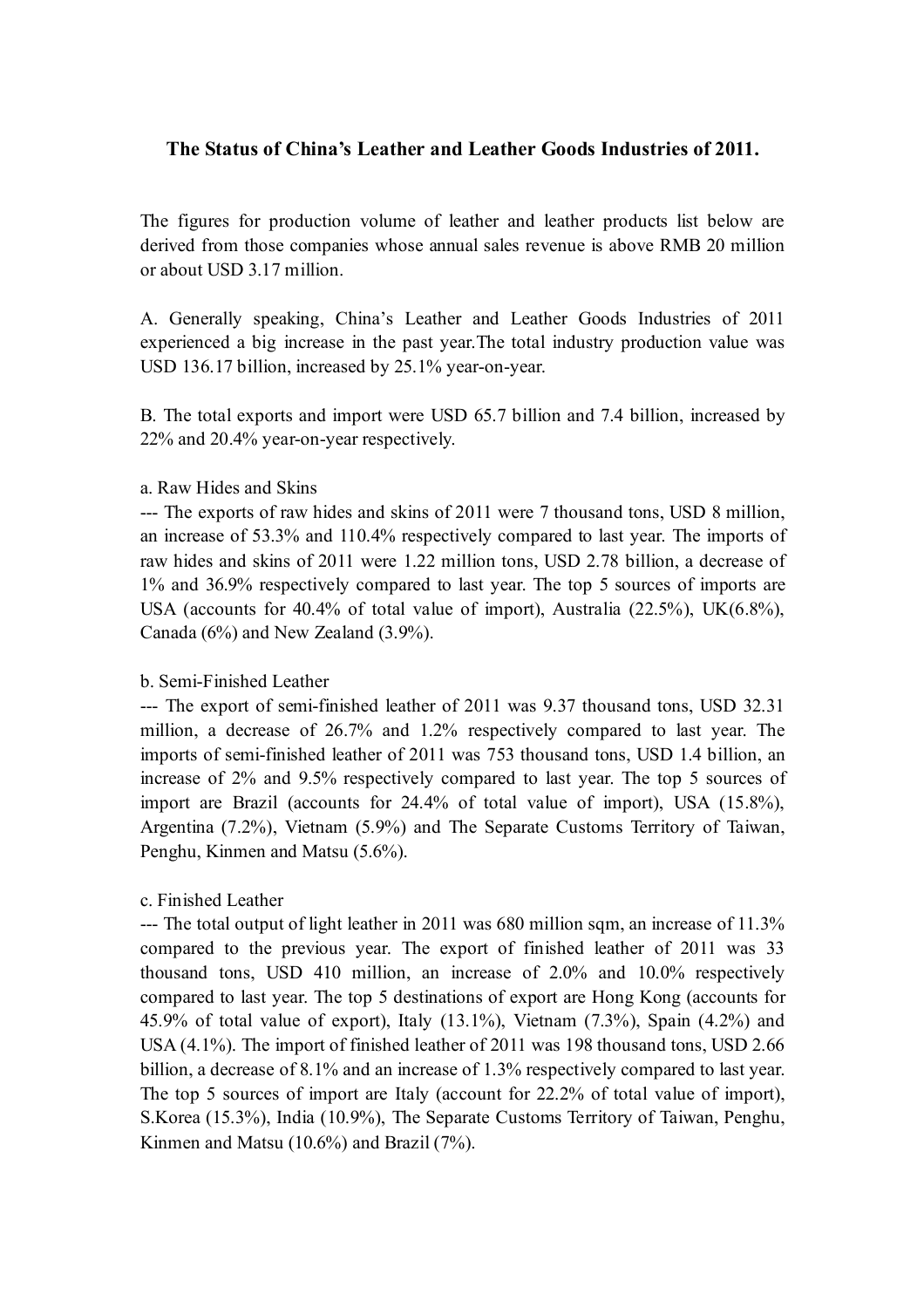# The Status of China's Leather and Leather Goods Industries of 2011.

The figures for production volume of leather and leather products list below are derived from those companies whose annual sales revenue is above RMB 20 million or about USD 3.17 million.

A. Generally speaking, China's Leather and Leather Goods Industries of 2011 experienced a big increase in the past year.The total industry production value was USD 136.17 billion, increased by 25.1% year-on-year.

B. The total exports and import were USD 65.7 billion and 7.4 billion, increased by 22% and 20.4% year-on-year respectively.

a. Raw Hides and Skins

--- The exports of raw hides and skins of 2011 were 7 thousand tons, USD 8 million, an increase of 53.3% and 110.4% respectively compared to last year. The imports of raw hides and skins of 2011 were 1.22 million tons, USD 2.78 billion, a decrease of 1% and 36.9% respectively compared to last year. The top 5 sources of imports are USA (accounts for 40.4% of total value of import), Australia (22.5%), UK(6.8%), Canada (6%) and New Zealand (3.9%).

b. Semi-Finished Leather

--- The export of semi-finished leather of 2011 was 9.37 thousand tons, USD 32.31 million, a decrease of 26.7% and 1.2% respectively compared to last year. The imports of semi-finished leather of 2011 was 753 thousand tons, USD 1.4 billion, an increase of 2% and 9.5% respectively compared to last year. The top 5 sources of import are Brazil (accounts for 24.4% of total value of import), USA (15.8%), Argentina (7.2%), Vietnam (5.9%) and The Separate Customs Territory of Taiwan, Penghu, Kinmen and Matsu (5.6%).

c. Finished Leather

--- The total output of light leather in 2011 was 680 million sqm, an increase of 11.3% compared to the previous year. The export of finished leather of 2011 was 33 thousand tons, USD 410 million, an increase of 2.0% and 10.0% respectively compared to last year. The top 5 destinations of export are Hong Kong (accounts for 45.9% of total value of export), Italy (13.1%), Vietnam (7.3%), Spain (4.2%) and USA (4.1%). The import of finished leather of 2011 was 198 thousand tons, USD 2.66 billion, a decrease of 8.1% and an increase of 1.3% respectively compared to last year. The top 5 sources of import are Italy (account for 22.2% of total value of import), S.Korea (15.3%), India (10.9%), The Separate Customs Territory of Taiwan, Penghu, Kinmen and Matsu (10.6%) and Brazil (7%).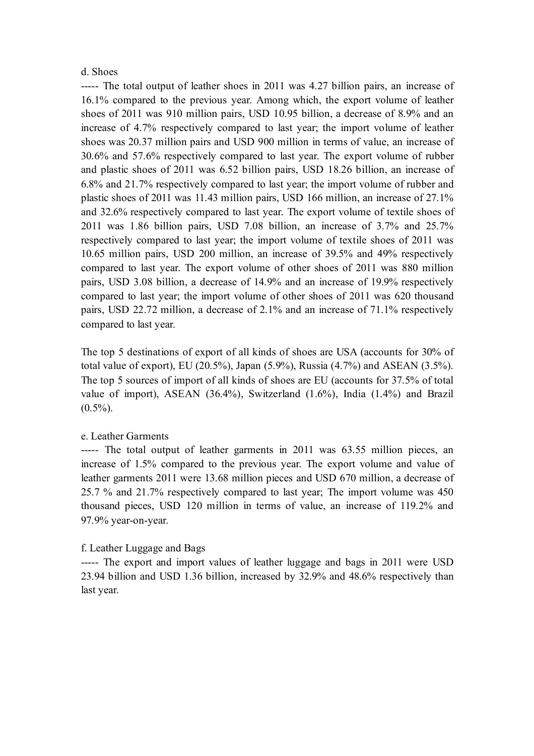d. Shoes

----- The total output of leather shoes in 2011 was 4.27 billion pairs, an increase of 16.1% compared to the previous year. Among which, the export volume of leather shoes of 2011 was 910 million pairs, USD 10.95 billion, a decrease of 8.9% and an increase of 4.7% respectively compared to last year; the import volume of leather shoes was 20.37 million pairs and USD 900 million in terms of value, an increase of 30.6% and 57.6% respectively compared to last year. The export volume of rubber and plastic shoes of 2011 was 6.52 billion pairs, USD 18.26 billion, an increase of 6.8% and 21.7% respectively compared to last year; the import volume of rubber and plastic shoes of 2011 was 11.43 million pairs, USD 166 million, an increase of 27.1% and 32.6% respectively compared to last year. The export volume of textile shoes of 2011 was 1.86 billion pairs, USD 7.08 billion, an increase of 3.7% and 25.7% respectively compared to last year; the import volume of textile shoes of 2011 was 10.65 million pairs, USD 200 million, an increase of 39.5% and 49% respectively compared to last year. The export volume of other shoes of 2011 was 880 million pairs, USD 3.08 billion, a decrease of 14.9% and an increase of 19.9% respectively compared to last year; the import volume of other shoes of 2011 was 620 thousand pairs, USD 22.72 million, a decrease of 2.1% and an increase of 71.1% respectively compared to last year.

The top 5 destinations of export of all kinds of shoes are USA (accounts for 30% of total value of export), EU (20.5%), Japan (5.9%), Russia (4.7%) and ASEAN (3.5%). The top 5 sources of import of all kinds of shoes are EU (accounts for 37.5% of total value of import), ASEAN (36.4%), Switzerland (1.6%), India (1.4%) and Brazil (0.5%).

e. Leather Garments

----- The total output of leather garments in 2011 was 63.55 million pieces, an increase of 1.5% compared to the previous year. The export volume and value of leather garments 2011 were 13.68 million pieces and USD 670 million, a decrease of 25.7 % and 21.7% respectively compared to last year; The import volume was 450 thousand pieces, USD 120 million in terms of value, an increase of 119.2% and 97.9% year-on-year.

f. Leather Luggage and Bags

----- The export and import values of leather luggage and bags in 2011 were USD 23.94 billion and USD 1.36 billion, increased by 32.9% and 48.6% respectively than last year.